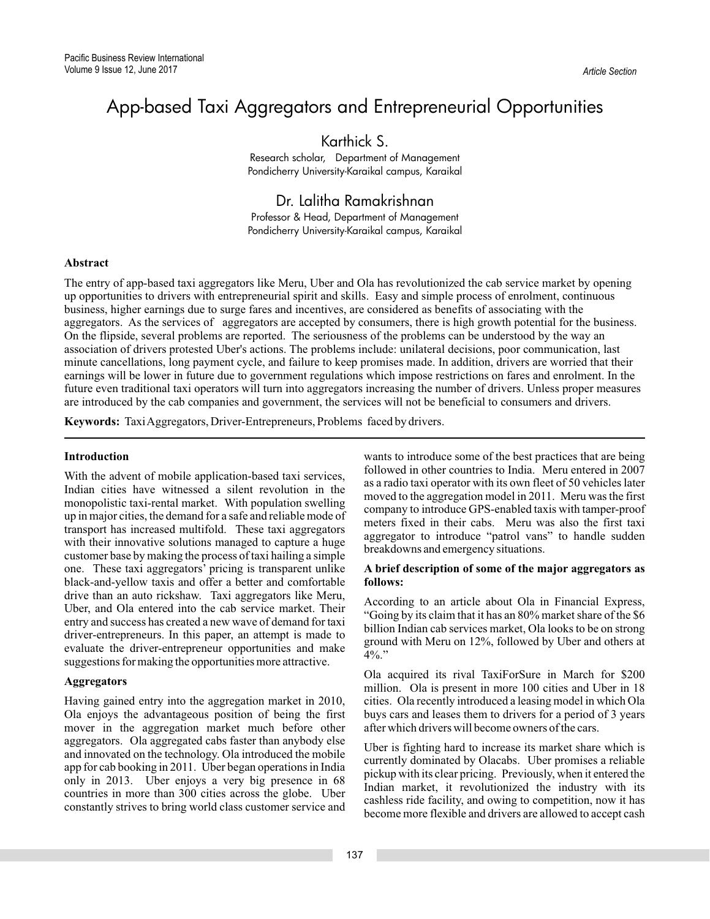# App-based Taxi Aggregators and Entrepreneurial Opportunities

**Karthick S.**
Research scholar, Department of Management
Pondicherry University-Karaikal campus, Karaikal

**Dr. Lalitha Ramakrishnan**
Professor & Head, Department of Management
Pondicherry University-Karaikal campus, Karaikal

## Abstract

The entry of app-based taxi aggregators like Meru, Uber and Ola has revolutionized the cab service market by opening up opportunities to drivers with entrepreneurial spirit and skills. Easy and simple process of enrolment, continuous business, higher earnings due to surge fares and incentives, are considered as benefits of associating with the aggregators. As the services of aggregators are accepted by consumers, there is high growth potential for the business. On the flipside, several problems are reported. The seriousness of the problems can be understood by the way an association of drivers protested Uber's actions. The problems include: unilateral decisions, poor communication, last minute cancellations, long payment cycle, and failure to keep promises made. In addition, drivers are worried that their earnings will be lower in future due to government regulations which impose restrictions on fares and enrolment. In the future even traditional taxi operators will turn into aggregators increasing the number of drivers. Unless proper measures are introduced by the cab companies and government, the services will not be beneficial to consumers and drivers.

**Keywords:** Taxi Aggregators, Driver-Entrepreneurs, Problems faced by drivers.

## Introduction

With the advent of mobile application-based taxi services, Indian cities have witnessed a silent revolution in the monopolistic taxi-rental market. With population swelling up in major cities, the demand for a safe and reliable mode of transport has increased multifold. These taxi aggregators with their innovative solutions managed to capture a huge customer base by making the process of taxi hailing a simple one. These taxi aggregators' pricing is transparent unlike black-and-yellow taxis and offer a better and comfortable drive than an auto rickshaw. Taxi aggregators like Meru, Uber, and Ola entered into the cab service market. Their entry and success has created a new wave of demand for taxi driver-entrepreneurs. In this paper, an attempt is made to evaluate the driver-entrepreneur opportunities and make suggestions for making the opportunities more attractive.

## Aggregators

Having gained entry into the aggregation market in 2010, Ola enjoys the advantageous position of being the first mover in the aggregation market much before other aggregators. Ola aggregated cabs faster than anybody else and innovated on the technology. Ola introduced the mobile app for cab booking in 2011. Uber began operations in India only in 2013. Uber enjoys a very big presence in 68 countries in more than 300 cities across the globe. Uber constantly strives to bring world class customer service and wants to introduce some of the best practices that are being followed in other countries to India. Meru entered in 2007 as a radio taxi operator with its own fleet of 50 vehicles later moved to the aggregation model in 2011. Meru was the first company to introduce GPS-enabled taxis with tamper-proof meters fixed in their cabs. Meru was also the first taxi aggregator to introduce "patrol vans" to handle sudden breakdowns and emergency situations.

**A brief description of some of the major aggregators as follows:**

According to an article about Ola in Financial Express, "Going by its claim that it has an 80% market share of the $6 billion Indian cab services market, Ola looks to be on strong ground with Meru on 12%, followed by Uber and others at 4%."

Ola acquired its rival TaxiForSure in March for $200 million. Ola is present in more 100 cities and Uber in 18 cities. Ola recently introduced a leasing model in which Ola buys cars and leases them to drivers for a period of 3 years after which drivers will become owners of the cars.

Uber is fighting hard to increase its market share which is currently dominated by Olacabs. Uber promises a reliable pickup with its clear pricing. Previously, when it entered the Indian market, it revolutionized the industry with its cashless ride facility, and owing to competition, now it has become more flexible and drivers are allowed to accept cash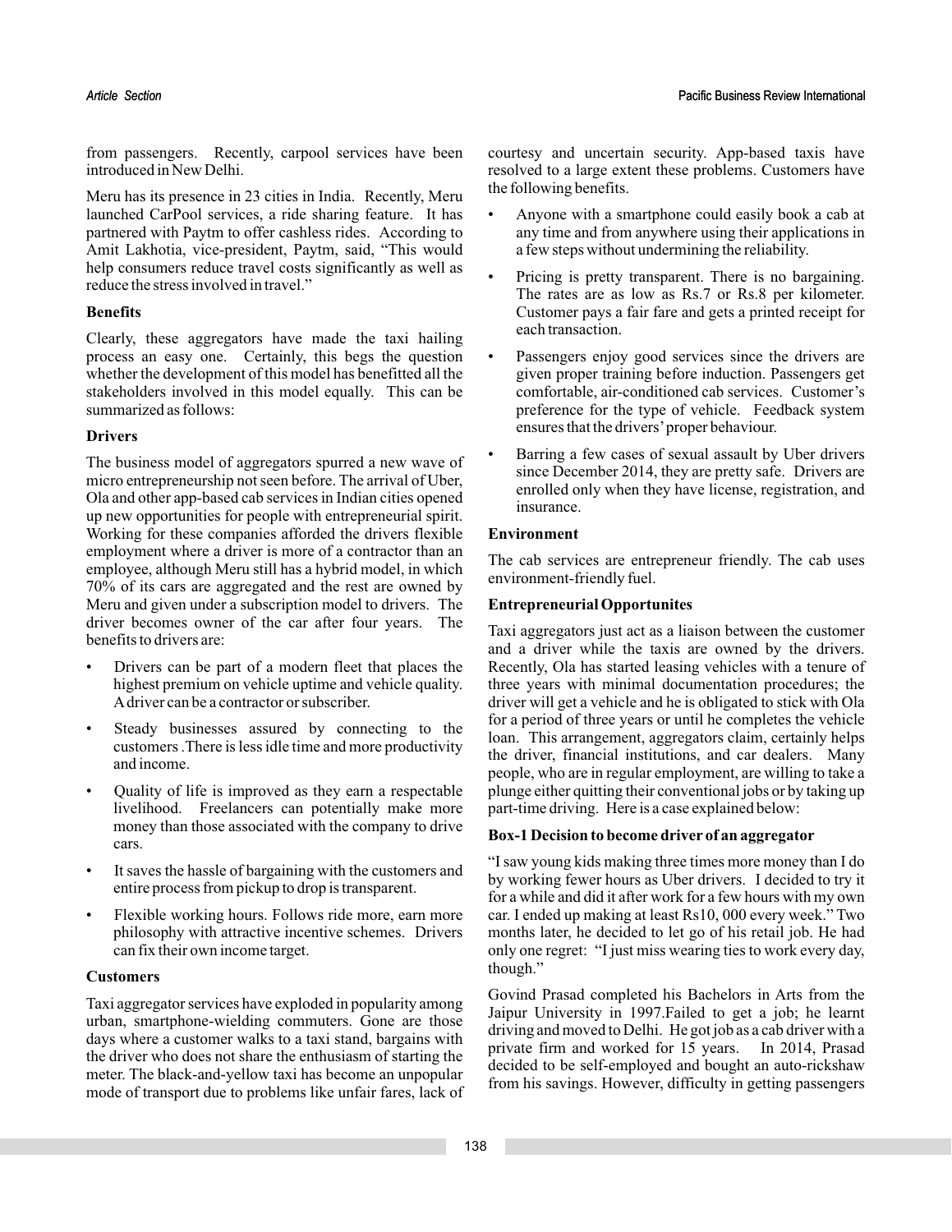from passengers. Recently, carpool services have been introduced in New Delhi.

Meru has its presence in 23 cities in India. Recently, Meru launched CarPool services, a ride sharing feature. It has partnered with Paytm to offer cashless rides. According to Amit Lakhotia, vice-president, Paytm, said, "This would help consumers reduce travel costs significantly as well as reduce the stress involved in travel."

**Benefits**

Clearly, these aggregators have made the taxi hailing process an easy one. Certainly, this begs the question whether the development of this model has benefitted all the stakeholders involved in this model equally. This can be summarized as follows:

**Drivers**

The business model of aggregators spurred a new wave of micro entrepreneurship not seen before. The arrival of Uber, Ola and other app-based cab services in Indian cities opened up new opportunities for people with entrepreneurial spirit. Working for these companies afforded the drivers flexible employment where a driver is more of a contractor than an employee, although Meru still has a hybrid model, in which 70% of its cars are aggregated and the rest are owned by Meru and given under a subscription model to drivers. The driver becomes owner of the car after four years. The benefits to drivers are:

- Drivers can be part of a modern fleet that places the highest premium on vehicle uptime and vehicle quality. A driver can be a contractor or subscriber.
- Steady businesses assured by connecting to the customers .There is less idle time and more productivity and income.
- Quality of life is improved as they earn a respectable livelihood. Freelancers can potentially make more money than those associated with the company to drive cars.
- It saves the hassle of bargaining with the customers and entire process from pickup to drop is transparent.
- Flexible working hours. Follows ride more, earn more philosophy with attractive incentive schemes. Drivers can fix their own income target.

**Customers**

Taxi aggregator services have exploded in popularity among urban, smartphone-wielding commuters. Gone are those days where a customer walks to a taxi stand, bargains with the driver who does not share the enthusiasm of starting the meter. The black-and-yellow taxi has become an unpopular mode of transport due to problems like unfair fares, lack of courtesy and uncertain security. App-based taxis have resolved to a large extent these problems. Customers have the following benefits.

- Anyone with a smartphone could easily book a cab at any time and from anywhere using their applications in a few steps without undermining the reliability.
- Pricing is pretty transparent. There is no bargaining. The rates are as low as Rs.7 or Rs.8 per kilometer. Customer pays a fair fare and gets a printed receipt for each transaction.
- Passengers enjoy good services since the drivers are given proper training before induction. Passengers get comfortable, air-conditioned cab services. Customer's preference for the type of vehicle. Feedback system ensures that the drivers' proper behaviour.
- Barring a few cases of sexual assault by Uber drivers since December 2014, they are pretty safe. Drivers are enrolled only when they have license, registration, and insurance.

**Environment**

The cab services are entrepreneur friendly. The cab uses environment-friendly fuel.

**Entrepreneurial Opportunites**

Taxi aggregators just act as a liaison between the customer and a driver while the taxis are owned by the drivers. Recently, Ola has started leasing vehicles with a tenure of three years with minimal documentation procedures; the driver will get a vehicle and he is obligated to stick with Ola for a period of three years or until he completes the vehicle loan. This arrangement, aggregators claim, certainly helps the driver, financial institutions, and car dealers. Many people, who are in regular employment, are willing to take a plunge either quitting their conventional jobs or by taking up part-time driving. Here is a case explained below:

**Box-1 Decision to become driver of an aggregator**

"I saw young kids making three times more money than I do by working fewer hours as Uber drivers. I decided to try it for a while and did it after work for a few hours with my own car. I ended up making at least Rs10, 000 every week." Two months later, he decided to let go of his retail job. He had only one regret: "I just miss wearing ties to work every day, though."

Govind Prasad completed his Bachelors in Arts from the Jaipur University in 1997.Failed to get a job; he learnt driving and moved to Delhi. He got job as a cab driver with a private firm and worked for 15 years. In 2014, Prasad decided to be self-employed and bought an auto-rickshaw from his savings. However, difficulty in getting passengers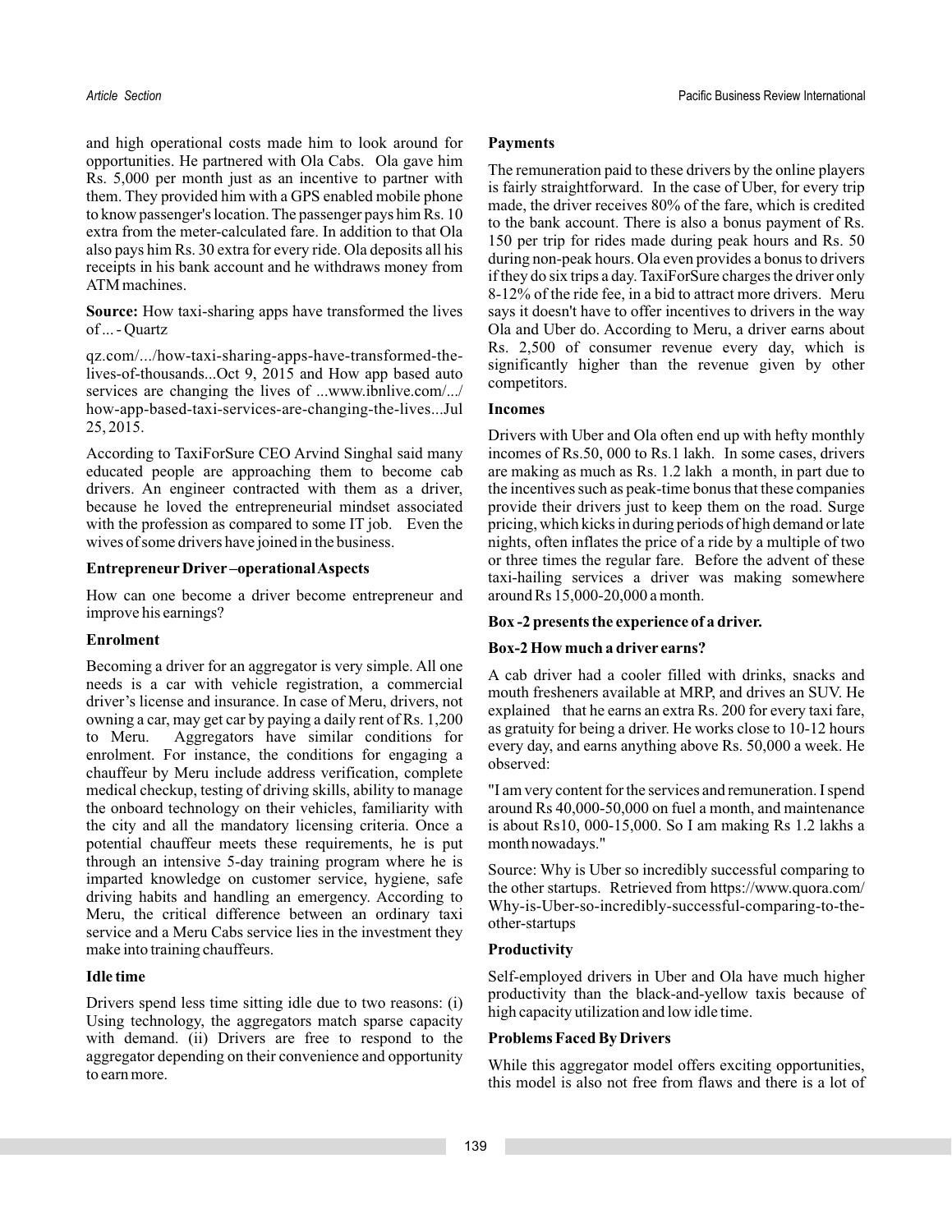and high operational costs made him to look around for opportunities. He partnered with Ola Cabs. Ola gave him Rs. 5,000 per month just as an incentive to partner with them. They provided him with a GPS enabled mobile phone to know passenger's location. The passenger pays him Rs. 10 extra from the meter-calculated fare. In addition to that Ola also pays him Rs. 30 extra for every ride. Ola deposits all his receipts in his bank account and he withdraws money from ATM machines.

**Source:** How taxi-sharing apps have transformed the lives of ... - Quartz

qz.com/.../how-taxi-sharing-apps-have-transformed-the-lives-of-thousands...Oct 9, 2015 and How app based auto services are changing the lives of ...www.ibnlive.com/.../how-app-based-taxi-services-are-changing-the-lives...Jul 25, 2015.

According to TaxiForSure CEO Arvind Singhal said many educated people are approaching them to become cab drivers. An engineer contracted with them as a driver, because he loved the entrepreneurial mindset associated with the profession as compared to some IT job. Even the wives of some drivers have joined in the business.

### Entrepreneur Driver –operational Aspects

How can one become a driver become entrepreneur and improve his earnings?

### Enrolment

Becoming a driver for an aggregator is very simple. All one needs is a car with vehicle registration, a commercial driver's license and insurance. In case of Meru, drivers, not owning a car, may get car by paying a daily rent of Rs. 1,200 to Meru. Aggregators have similar conditions for enrolment. For instance, the conditions for engaging a chauffeur by Meru include address verification, complete medical checkup, testing of driving skills, ability to manage the onboard technology on their vehicles, familiarity with the city and all the mandatory licensing criteria. Once a potential chauffeur meets these requirements, he is put through an intensive 5-day training program where he is imparted knowledge on customer service, hygiene, safe driving habits and handling an emergency. According to Meru, the critical difference between an ordinary taxi service and a Meru Cabs service lies in the investment they make into training chauffeurs.

### Idle time

Drivers spend less time sitting idle due to two reasons: (i) Using technology, the aggregators match sparse capacity with demand. (ii) Drivers are free to respond to the aggregator depending on their convenience and opportunity to earn more.

### Payments

The remuneration paid to these drivers by the online players is fairly straightforward. In the case of Uber, for every trip made, the driver receives 80% of the fare, which is credited to the bank account. There is also a bonus payment of Rs. 150 per trip for rides made during peak hours and Rs. 50 during non-peak hours. Ola even provides a bonus to drivers if they do six trips a day. TaxiForSure charges the driver only 8-12% of the ride fee, in a bid to attract more drivers. Meru says it doesn't have to offer incentives to drivers in the way Ola and Uber do. According to Meru, a driver earns about Rs. 2,500 of consumer revenue every day, which is significantly higher than the revenue given by other competitors.

### Incomes

Drivers with Uber and Ola often end up with hefty monthly incomes of Rs.50, 000 to Rs.1 lakh. In some cases, drivers are making as much as Rs. 1.2 lakh a month, in part due to the incentives such as peak-time bonus that these companies provide their drivers just to keep them on the road. Surge pricing, which kicks in during periods of high demand or late nights, often inflates the price of a ride by a multiple of two or three times the regular fare. Before the advent of these taxi-hailing services a driver was making somewhere around Rs 15,000-20,000 a month.

**Box -2 presents the experience of a driver.**

**Box-2 How much a driver earns?**

A cab driver had a cooler filled with drinks, snacks and mouth fresheners available at MRP, and drives an SUV. He explained that he earns an extra Rs. 200 for every taxi fare, as gratuity for being a driver. He works close to 10-12 hours every day, and earns anything above Rs. 50,000 a week. He observed:

"I am very content for the services and remuneration. I spend around Rs 40,000-50,000 on fuel a month, and maintenance is about Rs10, 000-15,000. So I am making Rs 1.2 lakhs a month nowadays."

Source: Why is Uber so incredibly successful comparing to the other startups. Retrieved from https://www.quora.com/Why-is-Uber-so-incredibly-successful-comparing-to-the-other-startups

### Productivity

Self-employed drivers in Uber and Ola have much higher productivity than the black-and-yellow taxis because of high capacity utilization and low idle time.

### Problems Faced By Drivers

While this aggregator model offers exciting opportunities, this model is also not free from flaws and there is a lot of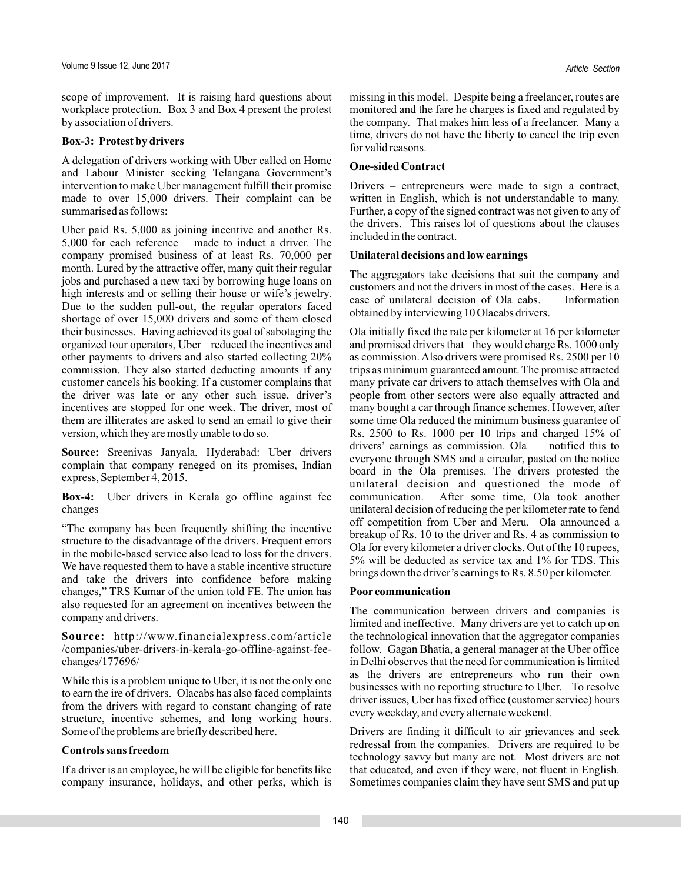scope of improvement. It is raising hard questions about workplace protection. Box 3 and Box 4 present the protest by association of drivers.

**Box-3: Protest by drivers**

A delegation of drivers working with Uber called on Home and Labour Minister seeking Telangana Government's intervention to make Uber management fulfill their promise made to over 15,000 drivers. Their complaint can be summarised as follows:

Uber paid Rs. 5,000 as joining incentive and another Rs. 5,000 for each reference made to induct a driver. The company promised business of at least Rs. 70,000 per month. Lured by the attractive offer, many quit their regular jobs and purchased a new taxi by borrowing huge loans on high interests and or selling their house or wife's jewelry. Due to the sudden pull-out, the regular operators faced shortage of over 15,000 drivers and some of them closed their businesses. Having achieved its goal of sabotaging the organized tour operators, Uber reduced the incentives and other payments to drivers and also started collecting 20% commission. They also started deducting amounts if any customer cancels his booking. If a customer complains that the driver was late or any other such issue, driver's incentives are stopped for one week. The driver, most of them are illiterates are asked to send an email to give their version, which they are mostly unable to do so.

**Source:** Sreenivas Janyala, Hyderabad: Uber drivers complain that company reneged on its promises, Indian express, September 4, 2015.

**Box-4:** Uber drivers in Kerala go offline against fee changes

"The company has been frequently shifting the incentive structure to the disadvantage of the drivers. Frequent errors in the mobile-based service also lead to loss for the drivers. We have requested them to have a stable incentive structure and take the drivers into confidence before making changes," TRS Kumar of the union told FE. The union has also requested for an agreement on incentives between the company and drivers.

**Source:** http://www.financialexpress.com/article/companies/uber-drivers-in-kerala-go-offline-against-fee-changes/177696/

While this is a problem unique to Uber, it is not the only one to earn the ire of drivers. Olacabs has also faced complaints from the drivers with regard to constant changing of rate structure, incentive schemes, and long working hours. Some of the problems are briefly described here.

**Controls sans freedom**

If a driver is an employee, he will be eligible for benefits like company insurance, holidays, and other perks, which is missing in this model. Despite being a freelancer, routes are monitored and the fare he charges is fixed and regulated by the company. That makes him less of a freelancer. Many a time, drivers do not have the liberty to cancel the trip even for valid reasons.

**One-sided Contract**

Drivers – entrepreneurs were made to sign a contract, written in English, which is not understandable to many. Further, a copy of the signed contract was not given to any of the drivers. This raises lot of questions about the clauses included in the contract.

**Unilateral decisions and low earnings**

The aggregators take decisions that suit the company and customers and not the drivers in most of the cases. Here is a case of unilateral decision of Ola cabs. Information obtained by interviewing 10 Olacabs drivers.

Ola initially fixed the rate per kilometer at 16 per kilometer and promised drivers that they would charge Rs. 1000 only as commission. Also drivers were promised Rs. 2500 per 10 trips as minimum guaranteed amount. The promise attracted many private car drivers to attach themselves with Ola and people from other sectors were also equally attracted and many bought a car through finance schemes. However, after some time Ola reduced the minimum business guarantee of Rs. 2500 to Rs. 1000 per 10 trips and charged 15% of drivers' earnings as commission. Ola notified this to everyone through SMS and a circular, pasted on the notice board in the Ola premises. The drivers protested the unilateral decision and questioned the mode of communication. After some time, Ola took another unilateral decision of reducing the per kilometer rate to fend off competition from Uber and Meru. Ola announced a breakup of Rs. 10 to the driver and Rs. 4 as commission to Ola for every kilometer a driver clocks. Out of the 10 rupees, 5% will be deducted as service tax and 1% for TDS. This brings down the driver's earnings to Rs. 8.50 per kilometer.

**Poor communication**

The communication between drivers and companies is limited and ineffective. Many drivers are yet to catch up on the technological innovation that the aggregator companies follow. Gagan Bhatia, a general manager at the Uber office in Delhi observes that the need for communication is limited as the drivers are entrepreneurs who run their own businesses with no reporting structure to Uber. To resolve driver issues, Uber has fixed office (customer service) hours every weekday, and every alternate weekend.

Drivers are finding it difficult to air grievances and seek redressal from the companies. Drivers are required to be technology savvy but many are not. Most drivers are not that educated, and even if they were, not fluent in English. Sometimes companies claim they have sent SMS and put up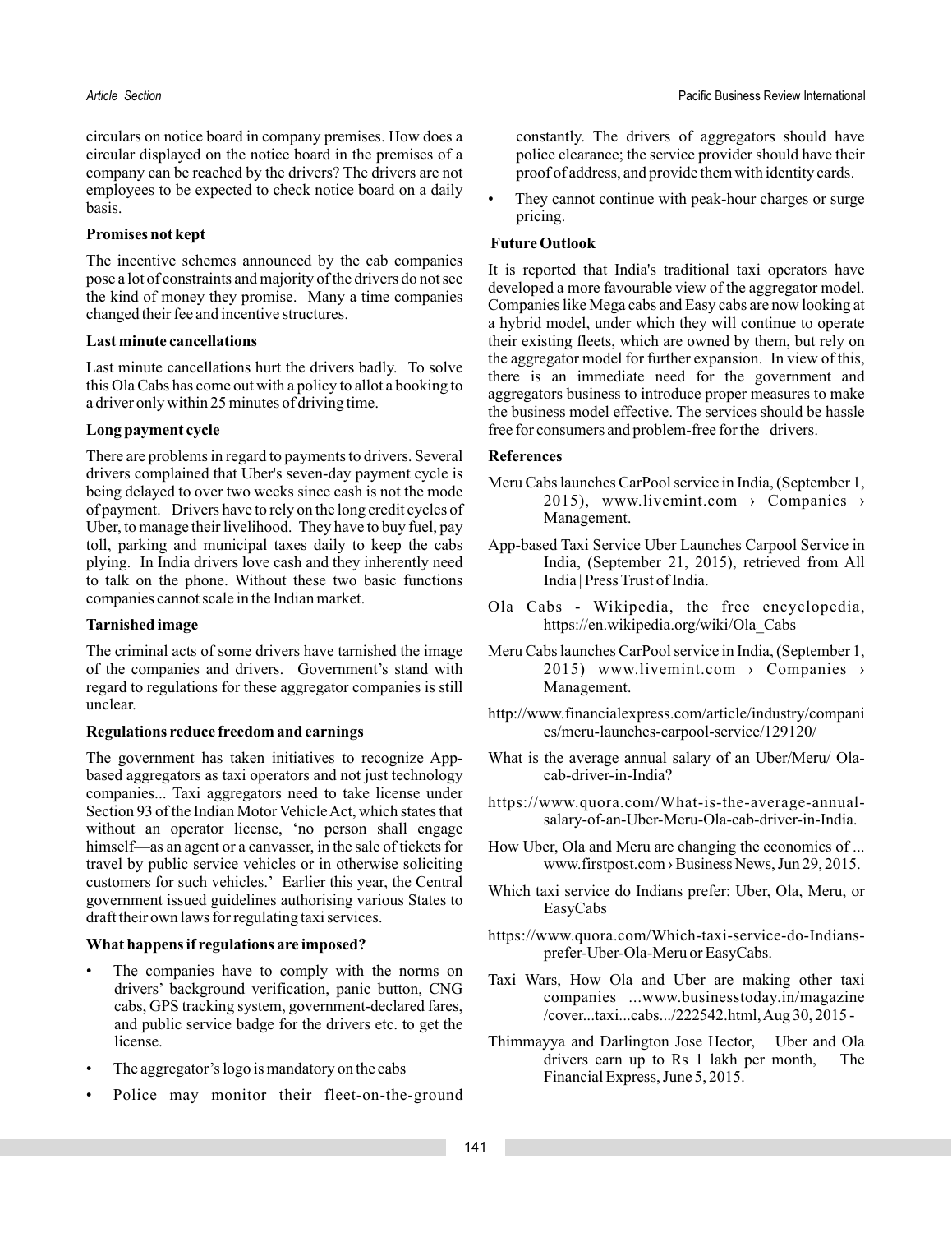circulars on notice board in company premises. How does a circular displayed on the notice board in the premises of a company can be reached by the drivers? The drivers are not employees to be expected to check notice board on a daily basis.

**Promises not kept**

The incentive schemes announced by the cab companies pose a lot of constraints and majority of the drivers do not see the kind of money they promise. Many a time companies changed their fee and incentive structures.

**Last minute cancellations**

Last minute cancellations hurt the drivers badly. To solve this Ola Cabs has come out with a policy to allot a booking to a driver only within 25 minutes of driving time.

**Long payment cycle**

There are problems in regard to payments to drivers. Several drivers complained that Uber's seven-day payment cycle is being delayed to over two weeks since cash is not the mode of payment. Drivers have to rely on the long credit cycles of Uber, to manage their livelihood. They have to buy fuel, pay toll, parking and municipal taxes daily to keep the cabs plying. In India drivers love cash and they inherently need to talk on the phone. Without these two basic functions companies cannot scale in the Indian market.

**Tarnished image**

The criminal acts of some drivers have tarnished the image of the companies and drivers. Government's stand with regard to regulations for these aggregator companies is still unclear.

**Regulations reduce freedom and earnings**

The government has taken initiatives to recognize App-based aggregators as taxi operators and not just technology companies... Taxi aggregators need to take license under Section 93 of the Indian Motor Vehicle Act, which states that without an operator license, 'no person shall engage himself—as an agent or a canvasser, in the sale of tickets for travel by public service vehicles or in otherwise soliciting customers for such vehicles.' Earlier this year, the Central government issued guidelines authorising various States to draft their own laws for regulating taxi services.

**What happens if regulations are imposed?**

- The companies have to comply with the norms on drivers' background verification, panic button, CNG cabs, GPS tracking system, government-declared fares, and public service badge for the drivers etc. to get the license.
- The aggregator's logo is mandatory on the cabs
- Police may monitor their fleet-on-the-ground constantly. The drivers of aggregators should have police clearance; the service provider should have their proof of address, and provide them with identity cards.
- They cannot continue with peak-hour charges or surge pricing.

**Future Outlook**

It is reported that India's traditional taxi operators have developed a more favourable view of the aggregator model. Companies like Mega cabs and Easy cabs are now looking at a hybrid model, under which they will continue to operate their existing fleets, which are owned by them, but rely on the aggregator model for further expansion. In view of this, there is an immediate need for the government and aggregators business to introduce proper measures to make the business model effective. The services should be hassle free for consumers and problem-free for the drivers.

**References**

Meru Cabs launches CarPool service in India, (September 1, 2015), www.livemint.com › Companies › Management.

App-based Taxi Service Uber Launches Carpool Service in India, (September 21, 2015), retrieved from All India | Press Trust of India.

Ola Cabs - Wikipedia, the free encyclopedia, https://en.wikipedia.org/wiki/Ola_Cabs

Meru Cabs launches CarPool service in India, (September 1, 2015) www.livemint.com › Companies › Management.

http://www.financialexpress.com/article/industry/companies/meru-launches-carpool-service/129120/

What is the average annual salary of an Uber/Meru/ Ola-cab-driver-in-India?

https://www.quora.com/What-is-the-average-annual-salary-of-an-Uber-Meru-Ola-cab-driver-in-India.

How Uber, Ola and Meru are changing the economics of ... www.firstpost.com › Business News, Jun 29, 2015.

Which taxi service do Indians prefer: Uber, Ola, Meru, or EasyCabs

https://www.quora.com/Which-taxi-service-do-Indians-prefer-Uber-Ola-Meru or EasyCabs.

Taxi Wars, How Ola and Uber are making other taxi companies ...www.businesstoday.in/magazine/cover...taxi...cabs.../222542.html, Aug 30, 2015 -

Thimmayya and Darlington Jose Hector, Uber and Ola drivers earn up to Rs 1 lakh per month, The Financial Express, June 5, 2015.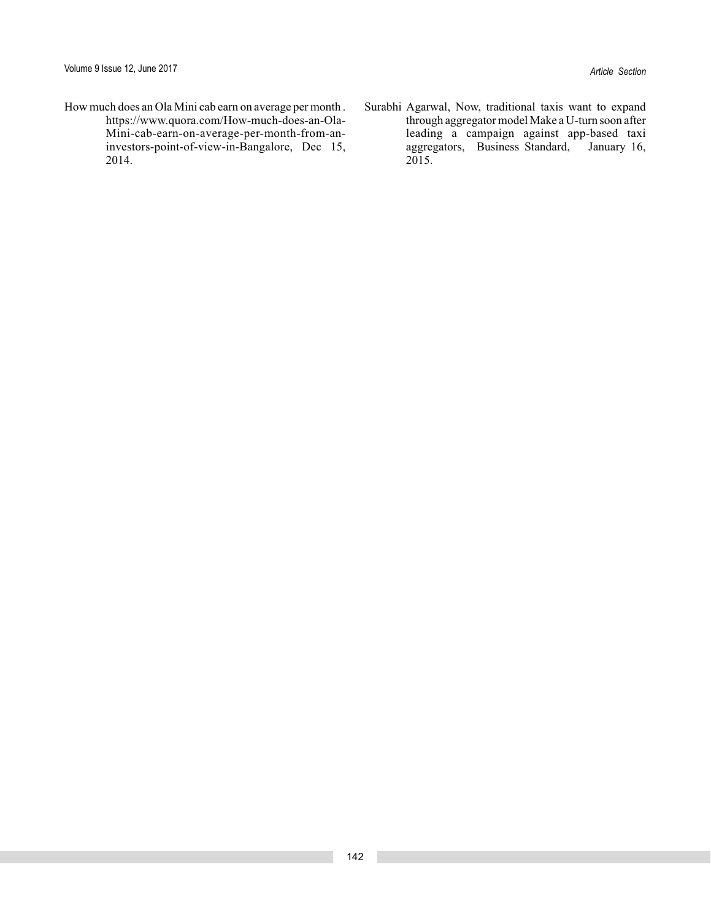How much does an Ola Mini cab earn on average per month . https://www.quora.com/How-much-does-an-Ola-Mini-cab-earn-on-average-per-month-from-an-investors-point-of-view-in-Bangalore, Dec 15, 2014.

Surabhi Agarwal, Now, traditional taxis want to expand through aggregator model Make a U-turn soon after leading a campaign against app-based taxi aggregators, Business Standard, January 16, 2015.